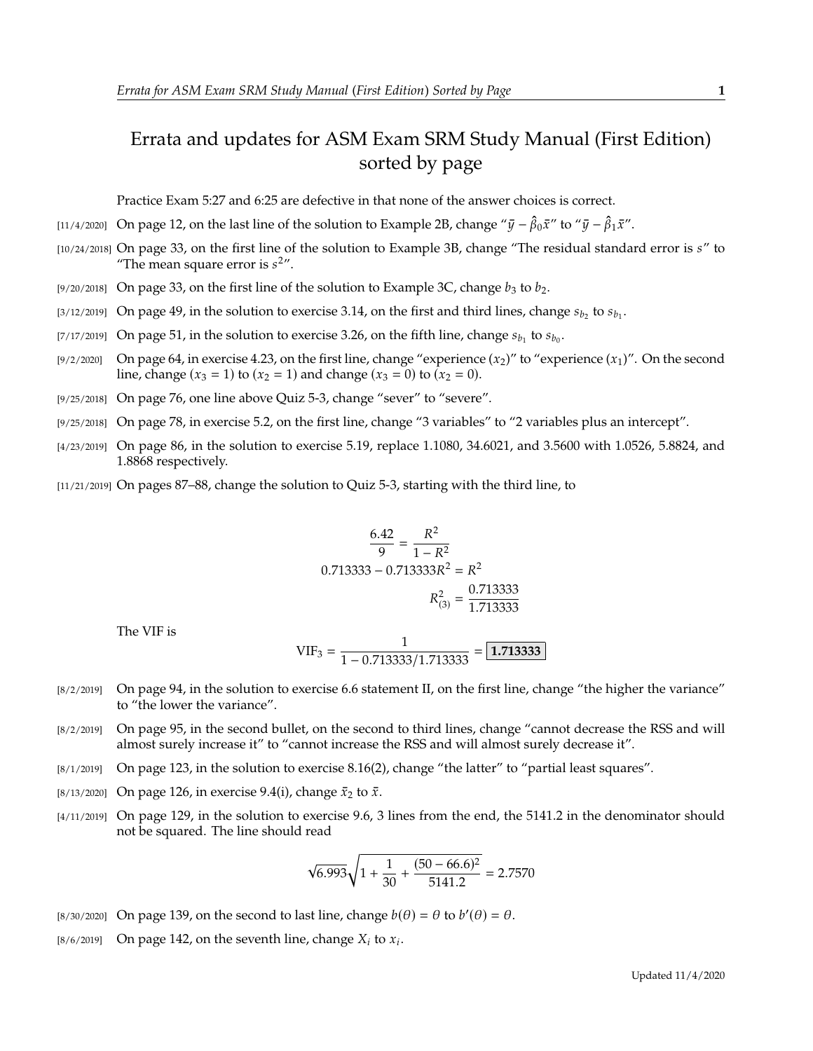# Errata and updates for ASM Exam SRM Study Manual (First Edition) sorted by page

Practice Exam 5:27 and 6:25 are defective in that none of the answer choices is correct.

- [11/4/2020] On page 12, on the last line of the solution to Example 2B, change "$\bar{y} - \hat{\beta}_0\bar{x}$" to "$\bar{y} - \hat{\beta}_1\bar{x}$".
- [10/24/2018] On page 33, on the first line of the solution to Example 3B, change "The residual standard error is $s$" to "The mean square error is $s^2$".
- [9/20/2018] On page 33, on the first line of the solution to Example 3C, change $b_3$ to $b_2$.
- [3/12/2019] On page 49, in the solution to exercise 3.14, on the first and third lines, change $s_{b_2}$ to $s_{b_1}$.
- [7/17/2019] On page 51, in the solution to exercise 3.26, on the fifth line, change $s_{b_1}$ to $s_{b_0}$.
- [9/2/2020] On page 64, in exercise 4.23, on the first line, change "experience ($x_2$)" to "experience ($x_1$)". On the second line, change ($x_3 = 1$) to ($x_2 = 1$) and change ($x_3 = 0$) to ($x_2 = 0$).
- [9/25/2018] On page 76, one line above Quiz 5-3, change "sever" to "severe".
- [9/25/2018] On page 78, in exercise 5.2, on the first line, change "3 variables" to "2 variables plus an intercept".
- [4/23/2019] On page 86, in the solution to exercise 5.19, replace 1.1080, 34.6021, and 3.5600 with 1.0526, 5.8824, and 1.8868 respectively.
- [11/21/2019] On pages 87–88, change the solution to Quiz 5-3, starting with the third line, to

$$\frac{6.42}{9} = \frac{R^2}{1 - R^2}$$
$$0.713333 - 0.713333R^2 = R^2$$
$$R^2_{(3)} = \frac{0.713333}{1.713333}$$

The VIF is

$$\text{VIF}_3 = \frac{1}{1 - 0.713333/1.713333} = \boxed{\mathbf{1.713333}}$$

- [8/2/2019] On page 94, in the solution to exercise 6.6 statement II, on the first line, change "the higher the variance" to "the lower the variance".
- [8/2/2019] On page 95, in the second bullet, on the second to third lines, change "cannot decrease the RSS and will almost surely increase it" to "cannot increase the RSS and will almost surely decrease it".
- [8/1/2019] On page 123, in the solution to exercise 8.16(2), change "the latter" to "partial least squares".
- [8/13/2020] On page 126, in exercise 9.4(i), change $\bar{x}_2$ to $\bar{x}$.
- [4/11/2019] On page 129, in the solution to exercise 9.6, 3 lines from the end, the 5141.2 in the denominator should not be squared. The line should read

$$\sqrt{6.993}\sqrt{1 + \frac{1}{30} + \frac{(50 - 66.6)^2}{5141.2}} = 2.7570$$

- [8/30/2020] On page 139, on the second to last line, change $b(\theta) = \theta$ to $b'(\theta) = \theta$.
- [8/6/2019] On page 142, on the seventh line, change $X_i$ to $x_i$.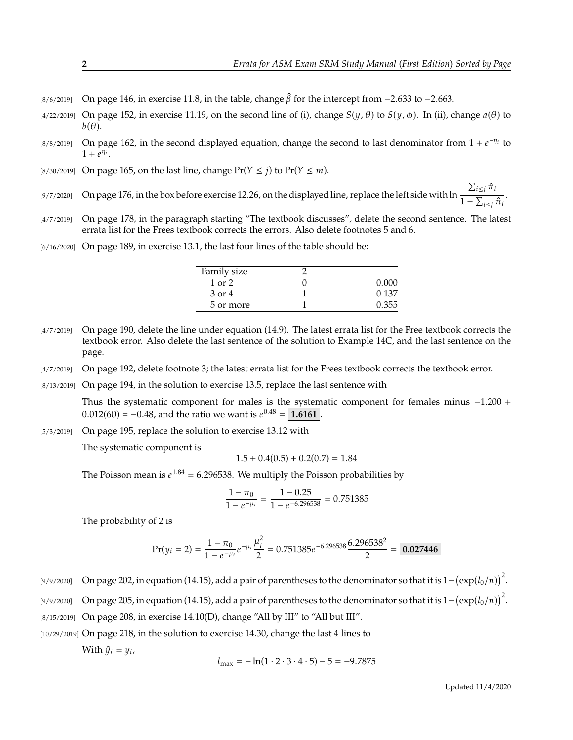[8/6/2019] On page 146, in exercise 11.8, in the table, change $\hat{\beta}$ for the intercept from −2.633 to −2.663.

[4/22/2019] On page 152, in exercise 11.19, on the second line of (i), change $S(y, \theta)$ to $S(y, \phi)$. In (ii), change $a(\theta)$ to $b(\theta)$.

[8/8/2019] On page 162, in the second displayed equation, change the second to last denominator from $1 + e^{-\eta_i}$ to $1 + e^{\eta_i}$.

[8/30/2019] On page 165, on the last line, change $\Pr(Y \le j)$ to $\Pr(Y \le m)$.

[9/7/2020] On page 176, in the box before exercise 12.26, on the displayed line, replace the left side with $\ln \dfrac{\sum_{i \le j} \hat{\pi}_i}{1 - \sum_{i \le j} \hat{\pi}_i}$.

[4/7/2019] On page 178, in the paragraph starting "The textbook discusses", delete the second sentence. The latest errata list for the Frees textbook corrects the errors. Also delete footnotes 5 and 6.

[6/16/2020] On page 189, in exercise 13.1, the last four lines of the table should be:

| | | |
|---|---|---|
| Family size | 2 | |
| 1 or 2 | 0 | 0.000 |
| 3 or 4 | 1 | 0.137 |
| 5 or more | 1 | 0.355 |

[4/7/2019] On page 190, delete the line under equation (14.9). The latest errata list for the Free textbook corrects the textbook error. Also delete the last sentence of the solution to Example 14C, and the last sentence on the page.

[4/7/2019] On page 192, delete footnote 3; the latest errata list for the Frees textbook corrects the textbook error.

[8/13/2019] On page 194, in the solution to exercise 13.5, replace the last sentence with

Thus the systematic component for males is the systematic component for females minus $-1.200 + 0.012(60) = -0.48$, and the ratio we want is $e^{0.48} = \boxed{\mathbf{1.6161}}$.

[5/3/2019] On page 195, replace the solution to exercise 13.12 with

The systematic component is

$$1.5 + 0.4(0.5) + 0.2(0.7) = 1.84$$

The Poisson mean is $e^{1.84} = 6.296538$. We multiply the Poisson probabilities by

$$\frac{1 - \pi_0}{1 - e^{-\mu_i}} = \frac{1 - 0.25}{1 - e^{-6.296538}} = 0.751385$$

The probability of 2 is

$$\Pr(y_i = 2) = \frac{1 - \pi_0}{1 - e^{-\mu_i}} e^{-\mu_i} \frac{\mu_i^2}{2} = 0.751385 e^{-6.296538} \frac{6.296538^2}{2} = \boxed{\mathbf{0.027446}}$$

[9/9/2020] On page 202, in equation (14.15), add a pair of parentheses to the denominator so that it is $1 - \left(\exp(l_0/n)\right)^2$.

[9/9/2020] On page 205, in equation (14.15), add a pair of parentheses to the denominator so that it is $1 - \left(\exp(l_0/n)\right)^2$.

[8/15/2019] On page 208, in exercise 14.10(D), change "All by III" to "All but III".

[10/29/2019] On page 218, in the solution to exercise 14.30, change the last 4 lines to

With $\hat{y}_i = y_i$,

$$l_{\max} = -\ln(1 \cdot 2 \cdot 3 \cdot 4 \cdot 5) - 5 = -9.7875$$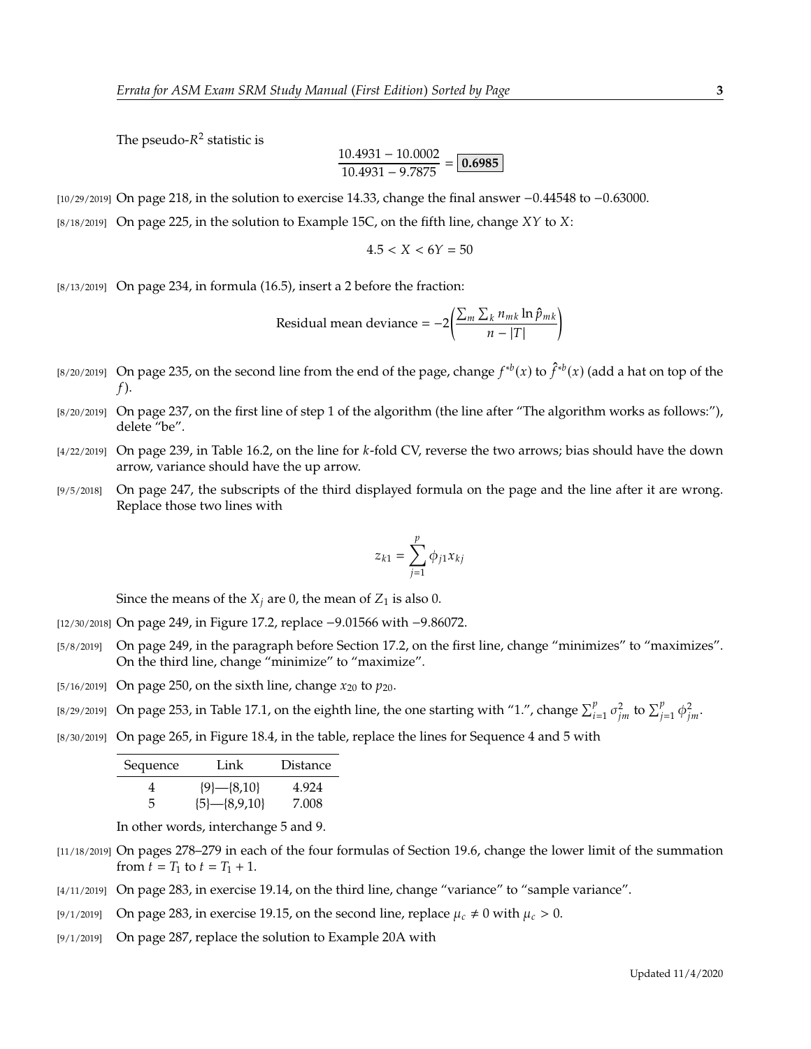The pseudo-$R^2$ statistic is

$$\frac{10.4931 - 10.0002}{10.4931 - 9.7875} = \boxed{\mathbf{0.6985}}$$

[10/29/2019] On page 218, in the solution to exercise 14.33, change the final answer −0.44548 to −0.63000.

[8/18/2019] On page 225, in the solution to Example 15C, on the fifth line, change $XY$ to $X$:

$$4.5 < X < 6Y = 50$$

[8/13/2019] On page 234, in formula (16.5), insert a 2 before the fraction:

$$\text{Residual mean deviance} = -2\left(\frac{\sum_m \sum_k n_{mk} \ln \hat{p}_{mk}}{n - |T|}\right)$$

[8/20/2019] On page 235, on the second line from the end of the page, change $f^{*b}(x)$ to $\hat{f}^{*b}(x)$ (add a hat on top of the $f$).

[8/20/2019] On page 237, on the first line of step 1 of the algorithm (the line after "The algorithm works as follows:"), delete "be".

[4/22/2019] On page 239, in Table 16.2, on the line for $k$-fold CV, reverse the two arrows; bias should have the down arrow, variance should have the up arrow.

[9/5/2018] On page 247, the subscripts of the third displayed formula on the page and the line after it are wrong. Replace those two lines with

$$z_{k1} = \sum_{j=1}^{p} \phi_{j1} x_{kj}$$

Since the means of the $X_j$ are 0, the mean of $Z_1$ is also 0.

[12/30/2018] On page 249, in Figure 17.2, replace −9.01566 with −9.86072.

[5/8/2019] On page 249, in the paragraph before Section 17.2, on the first line, change "minimizes" to "maximizes". On the third line, change "minimize" to "maximize".

[5/16/2019] On page 250, on the sixth line, change $x_{20}$ to $p_{20}$.

[8/29/2019] On page 253, in Table 17.1, on the eighth line, the one starting with "1.", change $\sum_{i=1}^{p} \sigma_{jm}^2$ to $\sum_{j=1}^{p} \phi_{jm}^2$.

[8/30/2019] On page 265, in Figure 18.4, in the table, replace the lines for Sequence 4 and 5 with

| Sequence | Link | Distance |
|---|---|---|
| 4 | {9}—{8,10} | 4.924 |
| 5 | {5}—{8,9,10} | 7.008 |

In other words, interchange 5 and 9.

[11/18/2019] On pages 278–279 in each of the four formulas of Section 19.6, change the lower limit of the summation from $t = T_1$ to $t = T_1 + 1$.

[4/11/2019] On page 283, in exercise 19.14, on the third line, change "variance" to "sample variance".

[9/1/2019] On page 283, in exercise 19.15, on the second line, replace $\mu_c \neq 0$ with $\mu_c > 0$.

[9/1/2019] On page 287, replace the solution to Example 20A with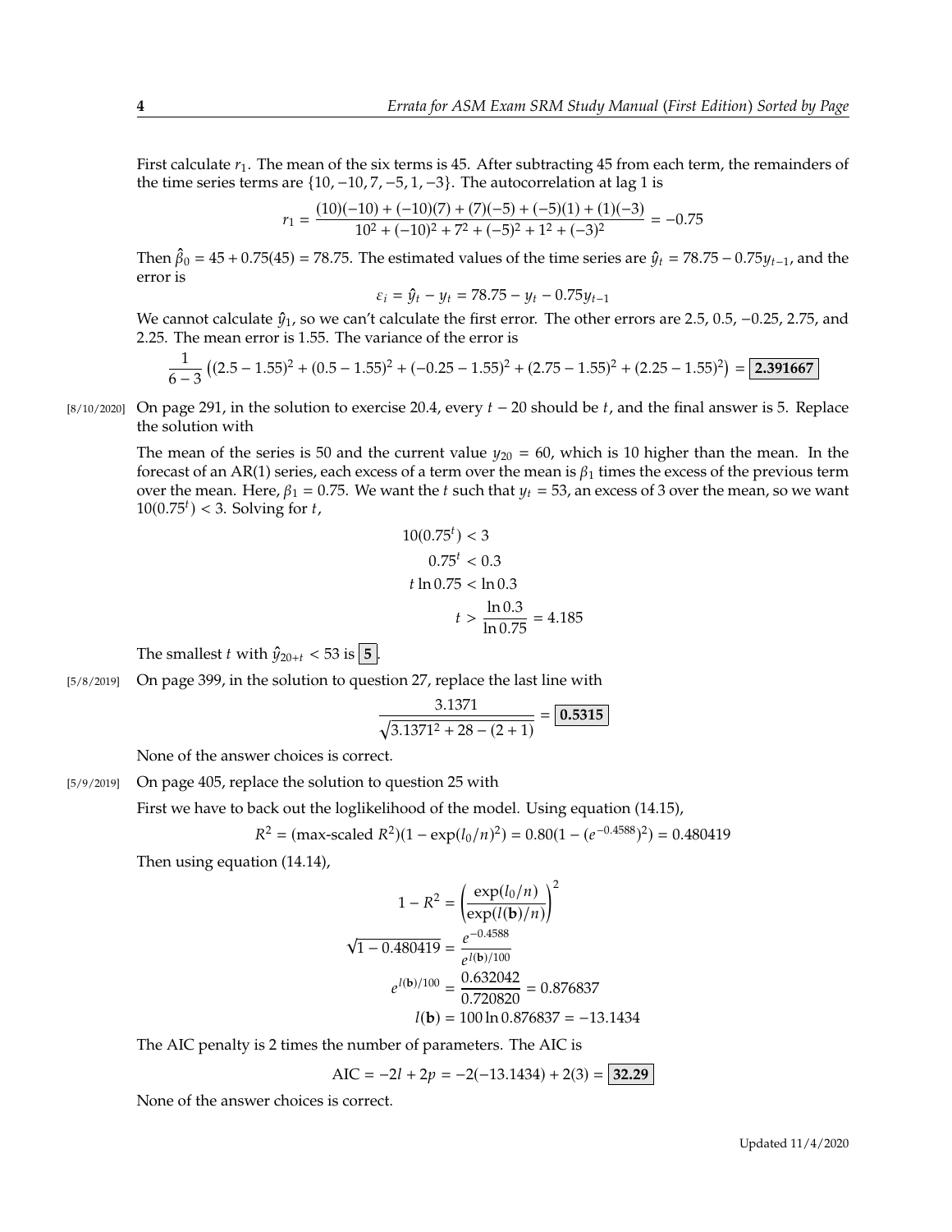First calculate $r_1$. The mean of the six terms is 45. After subtracting 45 from each term, the remainders of the time series terms are $\{10, -10, 7, -5, 1, -3\}$. The autocorrelation at lag 1 is

$$r_1 = \frac{(10)(-10) + (-10)(7) + (7)(-5) + (-5)(1) + (1)(-3)}{10^2 + (-10)^2 + 7^2 + (-5)^2 + 1^2 + (-3)^2} = -0.75$$

Then $\hat{\beta}_0 = 45 + 0.75(45) = 78.75$. The estimated values of the time series are $\hat{y}_t = 78.75 - 0.75y_{t-1}$, and the error is

$$\varepsilon_i = \hat{y}_t - y_t = 78.75 - y_t - 0.75y_{t-1}$$

We cannot calculate $\hat{y}_1$, so we can't calculate the first error. The other errors are 2.5, 0.5, $-0.25$, 2.75, and 2.25. The mean error is 1.55. The variance of the error is

$$\frac{1}{6-3}\left((2.5-1.55)^2 + (0.5-1.55)^2 + (-0.25-1.55)^2 + (2.75-1.55)^2 + (2.25-1.55)^2\right) = \boxed{\mathbf{2.391667}}$$

[8/10/2020] On page 291, in the solution to exercise 20.4, every $t - 20$ should be $t$, and the final answer is 5. Replace the solution with

The mean of the series is 50 and the current value $y_{20} = 60$, which is 10 higher than the mean. In the forecast of an AR(1) series, each excess of a term over the mean is $\beta_1$ times the excess of the previous term over the mean. Here, $\beta_1 = 0.75$. We want the $t$ such that $y_t = 53$, an excess of 3 over the mean, so we want $10(0.75^t) < 3$. Solving for $t$,

$$\begin{aligned}
10(0.75^t) &< 3 \\
0.75^t &< 0.3 \\
t \ln 0.75 &< \ln 0.3 \\
t &> \frac{\ln 0.3}{\ln 0.75} = 4.185
\end{aligned}$$

The smallest $t$ with $\hat{y}_{20+t} < 53$ is $\boxed{\mathbf{5}}$.

[5/8/2019] On page 399, in the solution to question 27, replace the last line with

$$\frac{3.1371}{\sqrt{3.1371^2 + 28 - (2+1)}} = \boxed{\mathbf{0.5315}}$$

None of the answer choices is correct.

[5/9/2019] On page 405, replace the solution to question 25 with

First we have to back out the loglikelihood of the model. Using equation (14.15),

$$R^2 = (\text{max-scaled } R^2)(1 - \exp(l_0/n)^2) = 0.80(1 - (e^{-0.4588})^2) = 0.480419$$

Then using equation (14.14),

$$\begin{aligned}
1 - R^2 &= \left(\frac{\exp(l_0/n)}{\exp(l(\mathbf{b})/n)}\right)^2 \\
\sqrt{1 - 0.480419} &= \frac{e^{-0.4588}}{e^{l(\mathbf{b})/100}} \\
e^{l(\mathbf{b})/100} &= \frac{0.632042}{0.720820} = 0.876837 \\
l(\mathbf{b}) &= 100 \ln 0.876837 = -13.1434
\end{aligned}$$

The AIC penalty is 2 times the number of parameters. The AIC is

$$\text{AIC} = -2l + 2p = -2(-13.1434) + 2(3) = \boxed{\mathbf{32.29}}$$

None of the answer choices is correct.